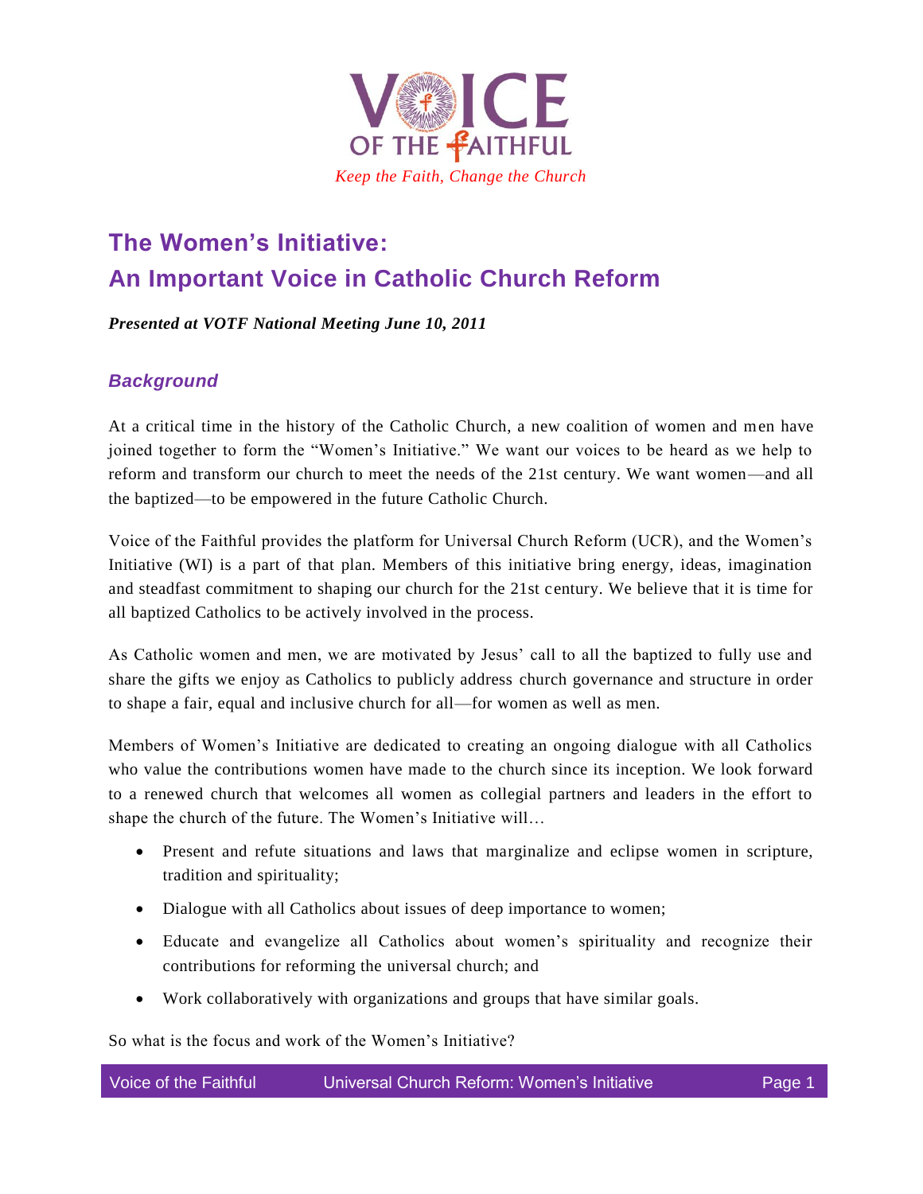VOICE OF THE FAITHFUL

*Keep the Faith, Change the Church*

# The Women's Initiative: An Important Voice in Catholic Church Reform

***Presented at VOTF National Meeting June 10, 2011***

## *Background*

At a critical time in the history of the Catholic Church, a new coalition of women and men have joined together to form the "Women's Initiative." We want our voices to be heard as we help to reform and transform our church to meet the needs of the 21st century. We want women—and all the baptized—to be empowered in the future Catholic Church.

Voice of the Faithful provides the platform for Universal Church Reform (UCR), and the Women's Initiative (WI) is a part of that plan. Members of this initiative bring energy, ideas, imagination and steadfast commitment to shaping our church for the 21st century. We believe that it is time for all baptized Catholics to be actively involved in the process.

As Catholic women and men, we are motivated by Jesus' call to all the baptized to fully use and share the gifts we enjoy as Catholics to publicly address church governance and structure in order to shape a fair, equal and inclusive church for all—for women as well as men.

Members of Women's Initiative are dedicated to creating an ongoing dialogue with all Catholics who value the contributions women have made to the church since its inception. We look forward to a renewed church that welcomes all women as collegial partners and leaders in the effort to shape the church of the future. The Women's Initiative will…

- Present and refute situations and laws that marginalize and eclipse women in scripture, tradition and spirituality;
- Dialogue with all Catholics about issues of deep importance to women;
- Educate and evangelize all Catholics about women's spirituality and recognize their contributions for reforming the universal church; and
- Work collaboratively with organizations and groups that have similar goals.

So what is the focus and work of the Women's Initiative?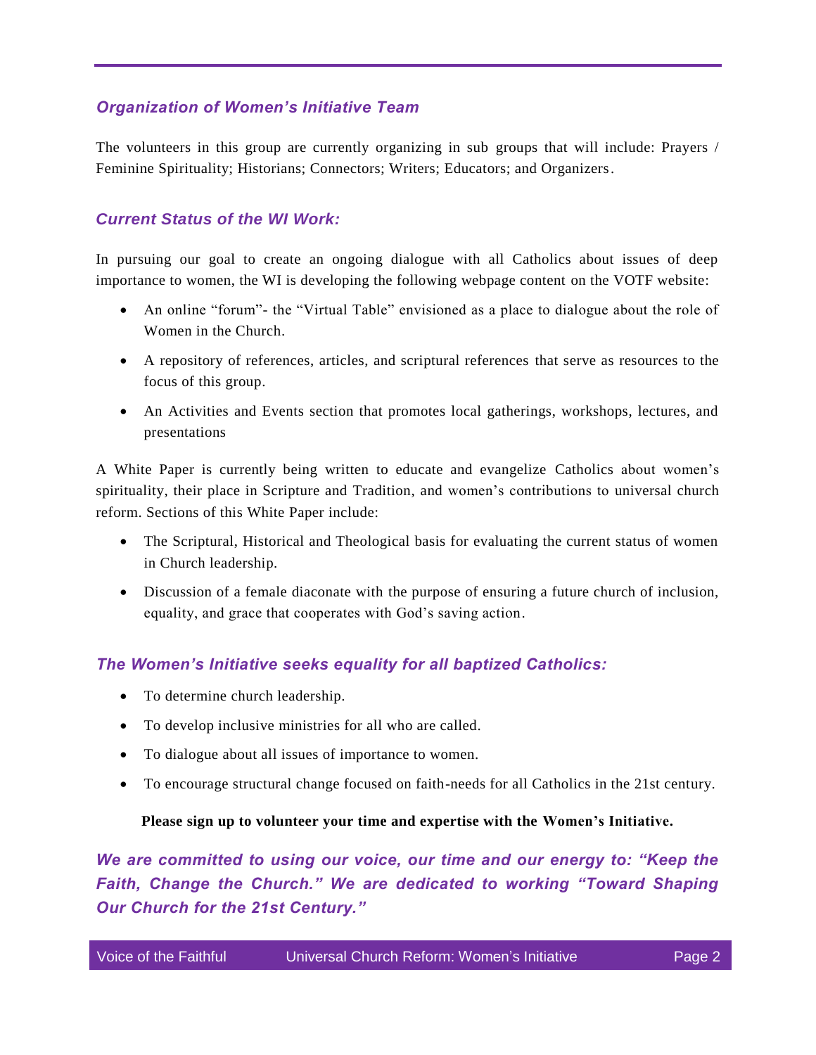### *Organization of Women's Initiative Team*

The volunteers in this group are currently organizing in sub groups that will include: Prayers / Feminine Spirituality; Historians; Connectors; Writers; Educators; and Organizers.

### *Current Status of the WI Work:*

In pursuing our goal to create an ongoing dialogue with all Catholics about issues of deep importance to women, the WI is developing the following webpage content on the VOTF website:

- An online "forum"- the "Virtual Table" envisioned as a place to dialogue about the role of Women in the Church.
- A repository of references, articles, and scriptural references that serve as resources to the focus of this group.
- An Activities and Events section that promotes local gatherings, workshops, lectures, and presentations

A White Paper is currently being written to educate and evangelize Catholics about women's spirituality, their place in Scripture and Tradition, and women's contributions to universal church reform. Sections of this White Paper include:

- The Scriptural, Historical and Theological basis for evaluating the current status of women in Church leadership.
- Discussion of a female diaconate with the purpose of ensuring a future church of inclusion, equality, and grace that cooperates with God's saving action.

### *The Women's Initiative seeks equality for all baptized Catholics:*

- To determine church leadership.
- To develop inclusive ministries for all who are called.
- To dialogue about all issues of importance to women.
- To encourage structural change focused on faith-needs for all Catholics in the 21st century.

**Please sign up to volunteer your time and expertise with the Women's Initiative.**

***We are committed to using our voice, our time and our energy to: "Keep the Faith, Change the Church." We are dedicated to working "Toward Shaping Our Church for the 21st Century."***